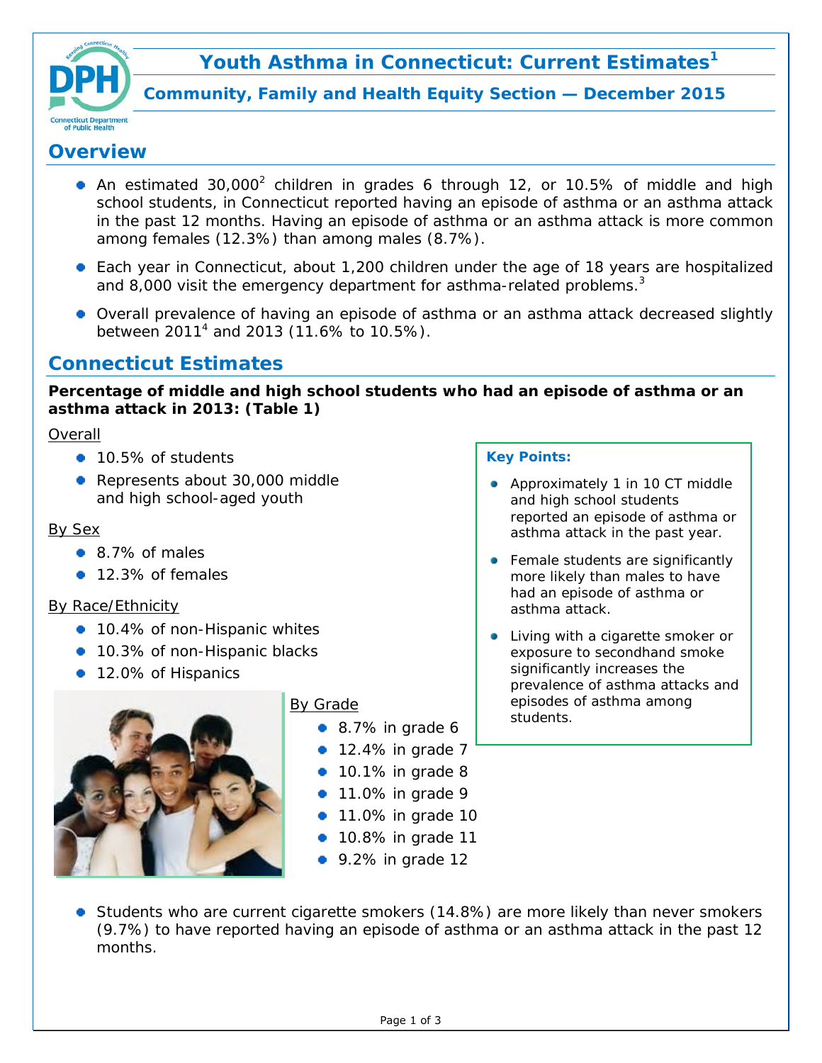# Youth Asthma in Connecticut: Current Estimates[1]

### Community, Family and Health Equity Section — December 2015

## Overview

- An estimated 30,000[2] children in grades 6 through 12, or 10.5% of middle and high school students, in Connecticut reported having an episode of asthma or an asthma attack in the past 12 months. Having an episode of asthma or an asthma attack is more common among females (12.3%) than among males (8.7%).
- Each year in Connecticut, about 1,200 children under the age of 18 years are hospitalized and 8,000 visit the emergency department for asthma-related problems.[3]
- Overall prevalence of having an episode of asthma or an asthma attack decreased slightly between 2011[4] and 2013 (11.6% to 10.5%).

## Connecticut Estimates

**Percentage of middle and high school students who had an episode of asthma or an asthma attack in 2013: (Table 1)**

Overall

- 10.5% of students
- Represents about 30,000 middle and high school-aged youth

By Sex

- 8.7% of males
- 12.3% of females

By Race/Ethnicity

- 10.4% of non-Hispanic whites
- 10.3% of non-Hispanic blacks
- 12.0% of Hispanics

By Grade

- 8.7% in grade 6
- 12.4% in grade 7
- 10.1% in grade 8
- 11.0% in grade 9
- 11.0% in grade 10
- 10.8% in grade 11
- 9.2% in grade 12

**Key Points:**

- Approximately 1 in 10 CT middle and high school students reported an episode of asthma or asthma attack in the past year.
- Female students are significantly more likely than males to have had an episode of asthma or asthma attack.
- Living with a cigarette smoker or exposure to secondhand smoke significantly increases the prevalence of asthma attacks and episodes of asthma among students.

- Students who are current cigarette smokers (14.8%) are more likely than never smokers (9.7%) to have reported having an episode of asthma or an asthma attack in the past 12 months.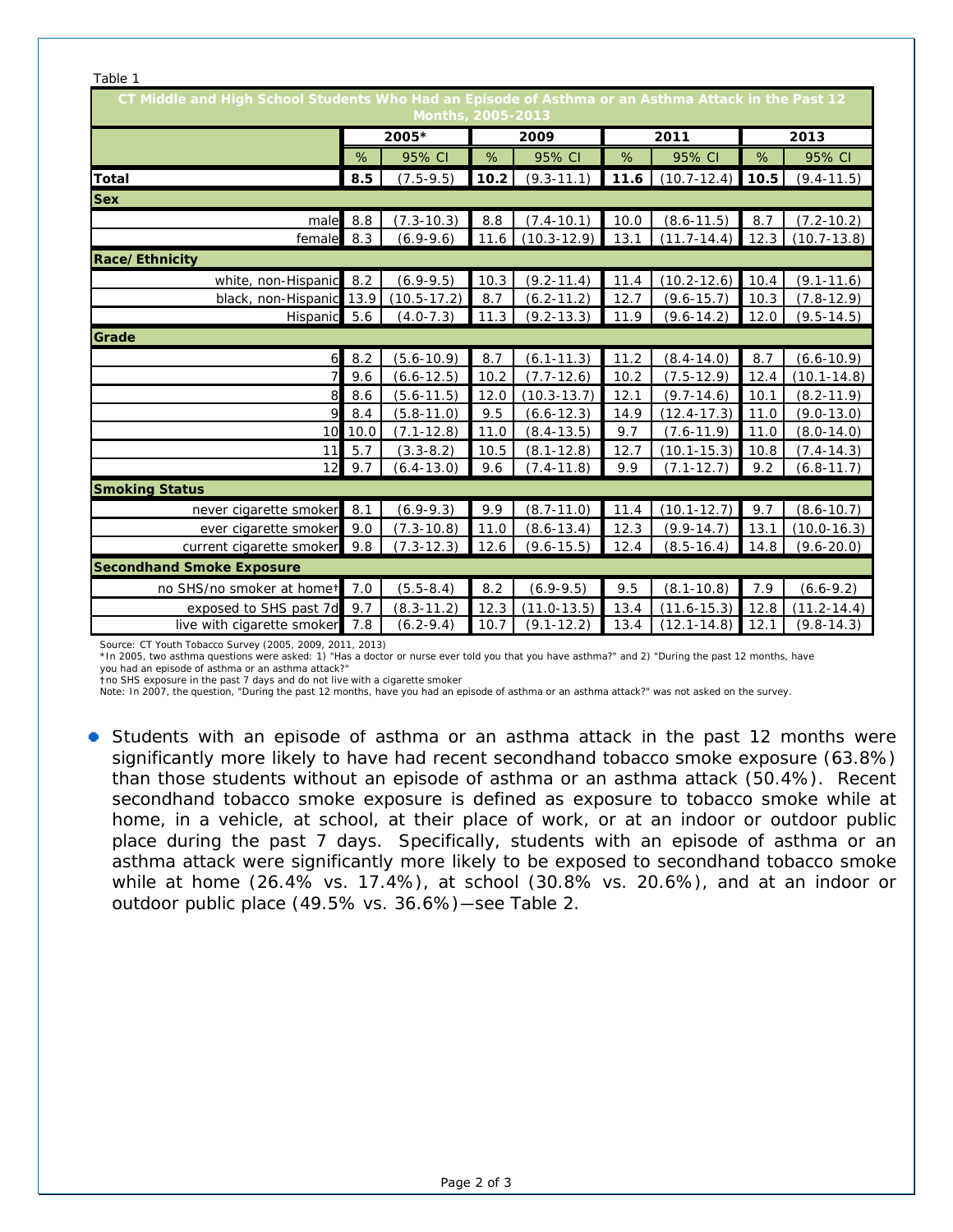Table 1

| CT Middle and High School Students Who Had an Episode of Asthma or an Asthma Attack in the Past 12 Months, 2005-2013 | 2005* | | 2009 | | 2011 | | 2013 | |
|---|---|---|---|---|---|---|---|---|
| | % | 95% CI | % | 95% CI | % | 95% CI | % | 95% CI |
| **Total** | **8.5** | (7.5-9.5) | **10.2** | (9.3-11.1) | **11.6** | (10.7-12.4) | **10.5** | (9.4-11.5) |
| **Sex** | | | | | | | | |
| male | 8.8 | (7.3-10.3) | 8.8 | (7.4-10.1) | 10.0 | (8.6-11.5) | 8.7 | (7.2-10.2) |
| female | 8.3 | (6.9-9.6) | 11.6 | (10.3-12.9) | 13.1 | (11.7-14.4) | 12.3 | (10.7-13.8) |
| **Race/Ethnicity** | | | | | | | | |
| white, non-Hispanic | 8.2 | (6.9-9.5) | 10.3 | (9.2-11.4) | 11.4 | (10.2-12.6) | 10.4 | (9.1-11.6) |
| black, non-Hispanic | 13.9 | (10.5-17.2) | 8.7 | (6.2-11.2) | 12.7 | (9.6-15.7) | 10.3 | (7.8-12.9) |
| Hispanic | 5.6 | (4.0-7.3) | 11.3 | (9.2-13.3) | 11.9 | (9.6-14.2) | 12.0 | (9.5-14.5) |
| **Grade** | | | | | | | | |
| 6 | 8.2 | (5.6-10.9) | 8.7 | (6.1-11.3) | 11.2 | (8.4-14.0) | 8.7 | (6.6-10.9) |
| 7 | 9.6 | (6.6-12.5) | 10.2 | (7.7-12.6) | 10.2 | (7.5-12.9) | 12.4 | (10.1-14.8) |
| 8 | 8.6 | (5.6-11.5) | 12.0 | (10.3-13.7) | 12.1 | (9.7-14.6) | 10.1 | (8.2-11.9) |
| 9 | 8.4 | (5.8-11.0) | 9.5 | (6.6-12.3) | 14.9 | (12.4-17.3) | 11.0 | (9.0-13.0) |
| 10 | 10.0 | (7.1-12.8) | 11.0 | (8.4-13.5) | 9.7 | (7.6-11.9) | 11.0 | (8.0-14.0) |
| 11 | 5.7 | (3.3-8.2) | 10.5 | (8.1-12.8) | 12.7 | (10.1-15.3) | 10.8 | (7.4-14.3) |
| 12 | 9.7 | (6.4-13.0) | 9.6 | (7.4-11.8) | 9.9 | (7.1-12.7) | 9.2 | (6.8-11.7) |
| **Smoking Status** | | | | | | | | |
| never cigarette smoker | 8.1 | (6.9-9.3) | 9.9 | (8.7-11.0) | 11.4 | (10.1-12.7) | 9.7 | (8.6-10.7) |
| ever cigarette smoker | 9.0 | (7.3-10.8) | 11.0 | (8.6-13.4) | 12.3 | (9.9-14.7) | 13.1 | (10.0-16.3) |
| current cigarette smoker | 9.8 | (7.3-12.3) | 12.6 | (9.6-15.5) | 12.4 | (8.5-16.4) | 14.8 | (9.6-20.0) |
| **Secondhand Smoke Exposure** | | | | | | | | |
| no SHS/no smoker at home† | 7.0 | (5.5-8.4) | 8.2 | (6.9-9.5) | 9.5 | (8.1-10.8) | 7.9 | (6.6-9.2) |
| exposed to SHS past 7d | 9.7 | (8.3-11.2) | 12.3 | (11.0-13.5) | 13.4 | (11.6-15.3) | 12.8 | (11.2-14.4) |
| live with cigarette smoker | 7.8 | (6.2-9.4) | 10.7 | (9.1-12.2) | 13.4 | (12.1-14.8) | 12.1 | (9.8-14.3) |

Source: CT Youth Tobacco Survey (2005, 2009, 2011, 2013)

*In 2005, two asthma questions were asked: 1) "Has a doctor or nurse ever told you that you have asthma?" and 2) "During the past 12 months, have you had an episode of asthma or an asthma attack?"

†no SHS exposure in the past 7 days and do not live with a cigarette smoker

Note: In 2007, the question, "During the past 12 months, have you had an episode of asthma or an asthma attack?" was not asked on the survey.

- Students with an episode of asthma or an asthma attack in the past 12 months were significantly more likely to have had recent secondhand tobacco smoke exposure (63.8%) than those students without an episode of asthma or an asthma attack (50.4%). Recent secondhand tobacco smoke exposure is defined as exposure to tobacco smoke while at home, in a vehicle, at school, at their place of work, or at an indoor or outdoor public place during the past 7 days. Specifically, students with an episode of asthma or an asthma attack were significantly more likely to be exposed to secondhand tobacco smoke while at home (26.4% vs. 17.4%), at school (30.8% vs. 20.6%), and at an indoor or outdoor public place (49.5% vs. 36.6%)—see Table 2.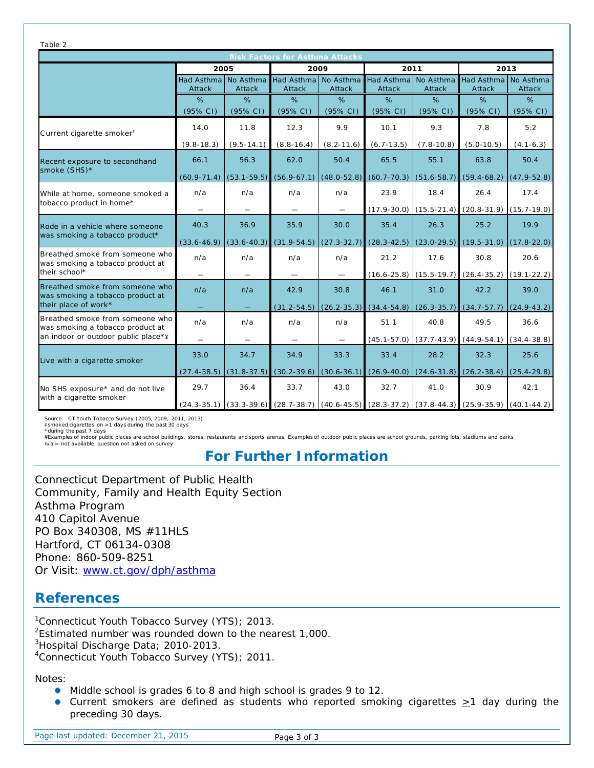Table 2

| Risk Factors for Asthma Attacks | 2005 | | 2009 | | 2011 | | 2013 | |
|---|---|---|---|---|---|---|---|---|
| | Had Asthma Attack | No Asthma Attack | Had Asthma Attack | No Asthma Attack | Had Asthma Attack | No Asthma Attack | Had Asthma Attack | No Asthma Attack |
| | % (95% CI) | % (95% CI) | % (95% CI) | % (95% CI) | % (95% CI) | % (95% CI) | % (95% CI) | % (95% CI) |
| Current cigarette smoker‡ | 14.0 (9.8-18.3) | 11.8 (9.5-14.1) | 12.3 (8.8-16.4) | 9.9 (8.2-11.6) | 10.1 (6.7-13.5) | 9.3 (7.8-10.8) | 7.8 (5.0-10.5) | 5.2 (4.1-6.3) |
| Recent exposure to secondhand smoke (SHS)* | 66.1 (60.9-71.4) | 56.3 (53.1-59.5) | 62.0 (56.9-67.1) | 50.4 (48.0-52.8) | 65.5 (60.7-70.3) | 55.1 (51.6-58.7) | 63.8 (59.4-68.2) | 50.4 (47.9-52.8) |
| While at home, someone smoked a tobacco product in home* | n/a — | n/a — | n/a — | n/a — | 23.9 (17.9-30.0) | 18.4 (15.5-21.4) | 26.4 (20.8-31.9) | 17.4 (15.7-19.0) |
| Rode in a vehicle where someone was smoking a tobacco product* | 40.3 (33.6-46.9) | 36.9 (33.6-40.3) | 35.9 (31.9-54.5) | 30.0 (27.3-32.7) | 35.4 (28.3-42.5) | 26.3 (23.0-29.5) | 25.2 (19.5-31.0) | 19.9 (17.8-22.0) |
| Breathed smoke from someone who was smoking a tobacco product at their school* | n/a — | n/a — | n/a — | n/a — | 21.2 (16.6-25.8) | 17.6 (15.5-19.7) | 30.8 (26.4-35.2) | 20.6 (19.1-22.2) |
| Breathed smoke from someone who was smoking a tobacco product at their place of work* | n/a — | n/a — | 42.9 (31.2-54.5) | 30.8 (26.2-35.3) | 46.1 (34.4-54.8) | 31.0 (26.3-35.7) | 42.2 (34.7-57.7) | 39.0 (24.9-43.2) |
| Breathed smoke from someone who was smoking a tobacco product at an indoor or outdoor public place*¥ | n/a — | n/a — | n/a — | n/a — | 51.1 (45.1-57.0) | 40.8 (37.7-43.9) | 49.5 (44.9-54.1) | 36.6 (34.4-38.8) |
| Live with a cigarette smoker | 33.0 (27.4-38.5) | 34.7 (31.8-37.5) | 34.9 (30.2-39.6) | 33.3 (30.6-36.1) | 33.4 (26.9-40.0) | 28.2 (24.6-31.8) | 32.3 (26.2-38.4) | 25.6 (25.4-29.8) |
| No SHS exposure* and do not live with a cigarette smoker | 29.7 (24.3-35.1) | 36.4 (33.3-39.6) | 33.7 (28.7-38.7) | 43.0 (40.6-45.5) | 32.7 (28.3-37.2) | 41.0 (37.8-44.3) | 30.9 (25.9-35.9) | 42.1 (40.1-44.2) |

Source: CT Youth Tobacco Survey (2005, 2009, 2011, 2013)
‡smoked cigarettes on >1 days during the past 30 days
*during the past 7 days
¥Examples of indoor public places are school buildings, stores, restaurants and sports arenas. Examples of outdoor public places are school grounds, parking lots, stadiums and parks
n/a = not available, question not asked on survey

## For Further Information

Connecticut Department of Public Health
Community, Family and Health Equity Section
Asthma Program
410 Capitol Avenue
PO Box 340308, MS #11HLS
Hartford, CT 06134-0308
Phone: 860-509-8251
Or Visit: www.ct.gov/dph/asthma

## References

[1]Connecticut Youth Tobacco Survey (YTS); 2013.
[2]Estimated number was rounded down to the nearest 1,000.
[3]Hospital Discharge Data; 2010-2013.
[4]Connecticut Youth Tobacco Survey (YTS); 2011.

Notes:

- Middle school is grades 6 to 8 and high school is grades 9 to 12.
- Current smokers are defined as students who reported smoking cigarettes $\geq$1 day during the preceding 30 days.

Page last updated: December 21, 2015